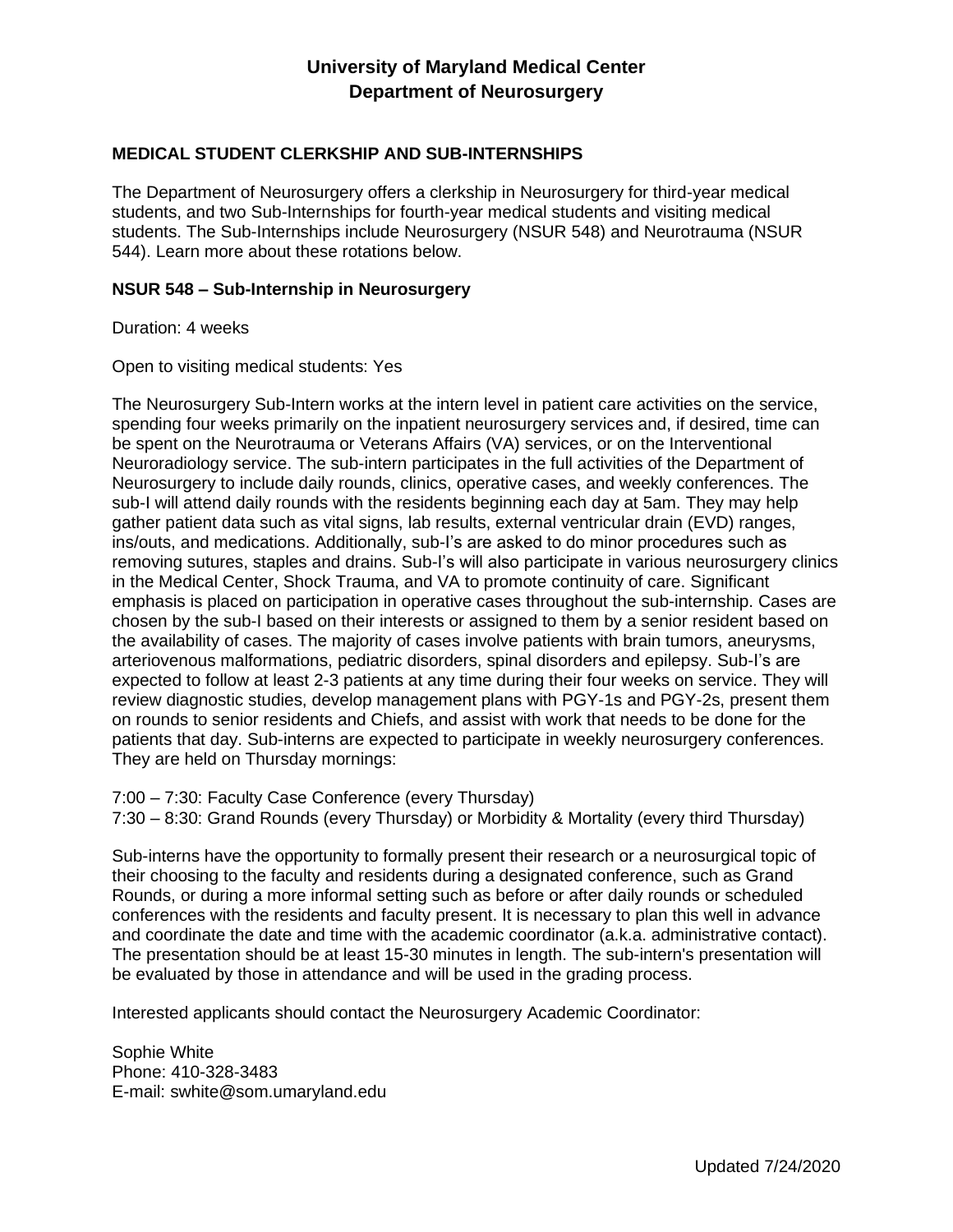# University of Maryland Medical Center
# Department of Neurosurgery

## MEDICAL STUDENT CLERKSHIP AND SUB-INTERNSHIPS

The Department of Neurosurgery offers a clerkship in Neurosurgery for third-year medical students, and two Sub-Internships for fourth-year medical students and visiting medical students. The Sub-Internships include Neurosurgery (NSUR 548) and Neurotrauma (NSUR 544). Learn more about these rotations below.

### NSUR 548 – Sub-Internship in Neurosurgery

Duration: 4 weeks

Open to visiting medical students: Yes

The Neurosurgery Sub-Intern works at the intern level in patient care activities on the service, spending four weeks primarily on the inpatient neurosurgery services and, if desired, time can be spent on the Neurotrauma or Veterans Affairs (VA) services, or on the Interventional Neuroradiology service. The sub-intern participates in the full activities of the Department of Neurosurgery to include daily rounds, clinics, operative cases, and weekly conferences. The sub-I will attend daily rounds with the residents beginning each day at 5am. They may help gather patient data such as vital signs, lab results, external ventricular drain (EVD) ranges, ins/outs, and medications. Additionally, sub-I's are asked to do minor procedures such as removing sutures, staples and drains. Sub-I's will also participate in various neurosurgery clinics in the Medical Center, Shock Trauma, and VA to promote continuity of care. Significant emphasis is placed on participation in operative cases throughout the sub-internship. Cases are chosen by the sub-I based on their interests or assigned to them by a senior resident based on the availability of cases. The majority of cases involve patients with brain tumors, aneurysms, arteriovenous malformations, pediatric disorders, spinal disorders and epilepsy. Sub-I's are expected to follow at least 2-3 patients at any time during their four weeks on service. They will review diagnostic studies, develop management plans with PGY-1s and PGY-2s, present them on rounds to senior residents and Chiefs, and assist with work that needs to be done for the patients that day. Sub-interns are expected to participate in weekly neurosurgery conferences. They are held on Thursday mornings:

7:00 – 7:30: Faculty Case Conference (every Thursday)
7:30 – 8:30: Grand Rounds (every Thursday) or Morbidity & Mortality (every third Thursday)

Sub-interns have the opportunity to formally present their research or a neurosurgical topic of their choosing to the faculty and residents during a designated conference, such as Grand Rounds, or during a more informal setting such as before or after daily rounds or scheduled conferences with the residents and faculty present. It is necessary to plan this well in advance and coordinate the date and time with the academic coordinator (a.k.a. administrative contact). The presentation should be at least 15-30 minutes in length. The sub-intern's presentation will be evaluated by those in attendance and will be used in the grading process.

Interested applicants should contact the Neurosurgery Academic Coordinator:

Sophie White
Phone: 410-328-3483
E-mail: swhite@som.umaryland.edu

Updated 7/24/2020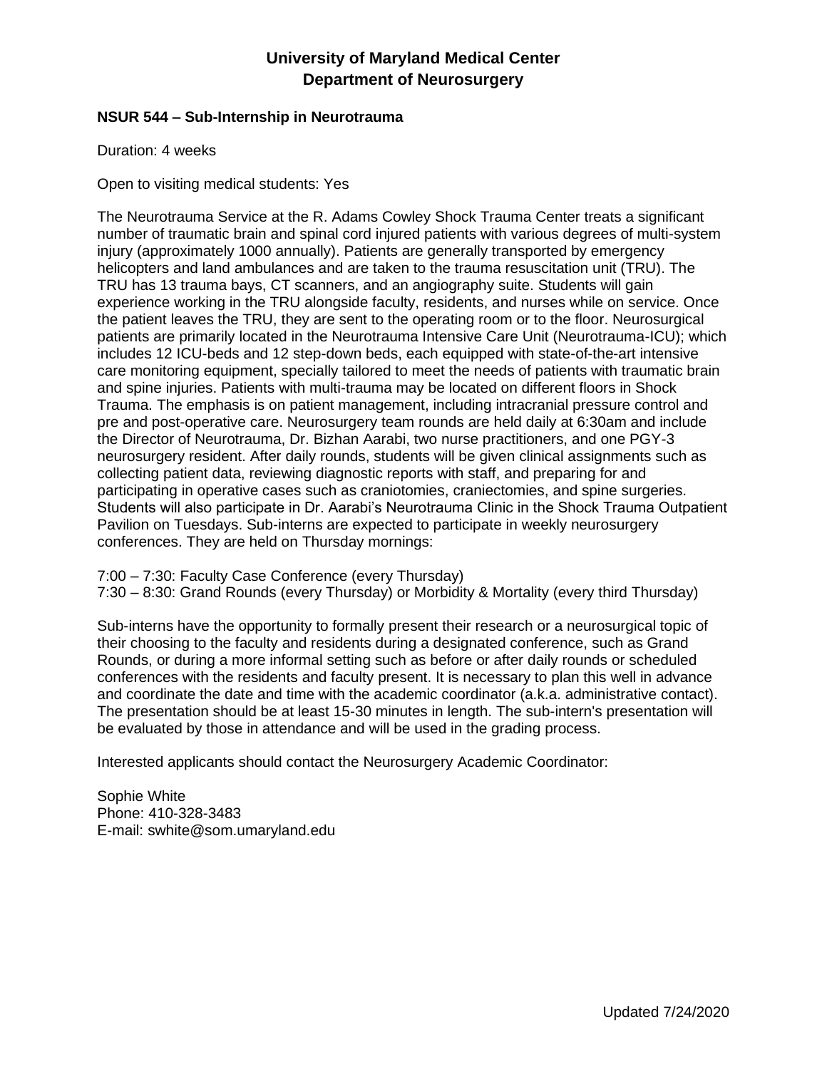# University of Maryland Medical Center
# Department of Neurosurgery

**NSUR 544 – Sub-Internship in Neurotrauma**

Duration: 4 weeks

Open to visiting medical students: Yes

The Neurotrauma Service at the R. Adams Cowley Shock Trauma Center treats a significant number of traumatic brain and spinal cord injured patients with various degrees of multi-system injury (approximately 1000 annually). Patients are generally transported by emergency helicopters and land ambulances and are taken to the trauma resuscitation unit (TRU). The TRU has 13 trauma bays, CT scanners, and an angiography suite. Students will gain experience working in the TRU alongside faculty, residents, and nurses while on service. Once the patient leaves the TRU, they are sent to the operating room or to the floor. Neurosurgical patients are primarily located in the Neurotrauma Intensive Care Unit (Neurotrauma-ICU); which includes 12 ICU-beds and 12 step-down beds, each equipped with state-of-the-art intensive care monitoring equipment, specially tailored to meet the needs of patients with traumatic brain and spine injuries. Patients with multi-trauma may be located on different floors in Shock Trauma. The emphasis is on patient management, including intracranial pressure control and pre and post-operative care. Neurosurgery team rounds are held daily at 6:30am and include the Director of Neurotrauma, Dr. Bizhan Aarabi, two nurse practitioners, and one PGY-3 neurosurgery resident. After daily rounds, students will be given clinical assignments such as collecting patient data, reviewing diagnostic reports with staff, and preparing for and participating in operative cases such as craniotomies, craniectomies, and spine surgeries. Students will also participate in Dr. Aarabi's Neurotrauma Clinic in the Shock Trauma Outpatient Pavilion on Tuesdays. Sub-interns are expected to participate in weekly neurosurgery conferences. They are held on Thursday mornings:

7:00 – 7:30: Faculty Case Conference (every Thursday)
7:30 – 8:30: Grand Rounds (every Thursday) or Morbidity & Mortality (every third Thursday)

Sub-interns have the opportunity to formally present their research or a neurosurgical topic of their choosing to the faculty and residents during a designated conference, such as Grand Rounds, or during a more informal setting such as before or after daily rounds or scheduled conferences with the residents and faculty present. It is necessary to plan this well in advance and coordinate the date and time with the academic coordinator (a.k.a. administrative contact). The presentation should be at least 15-30 minutes in length. The sub-intern's presentation will be evaluated by those in attendance and will be used in the grading process.

Interested applicants should contact the Neurosurgery Academic Coordinator:

Sophie White
Phone: 410-328-3483
E-mail: swhite@som.umaryland.edu

Updated 7/24/2020